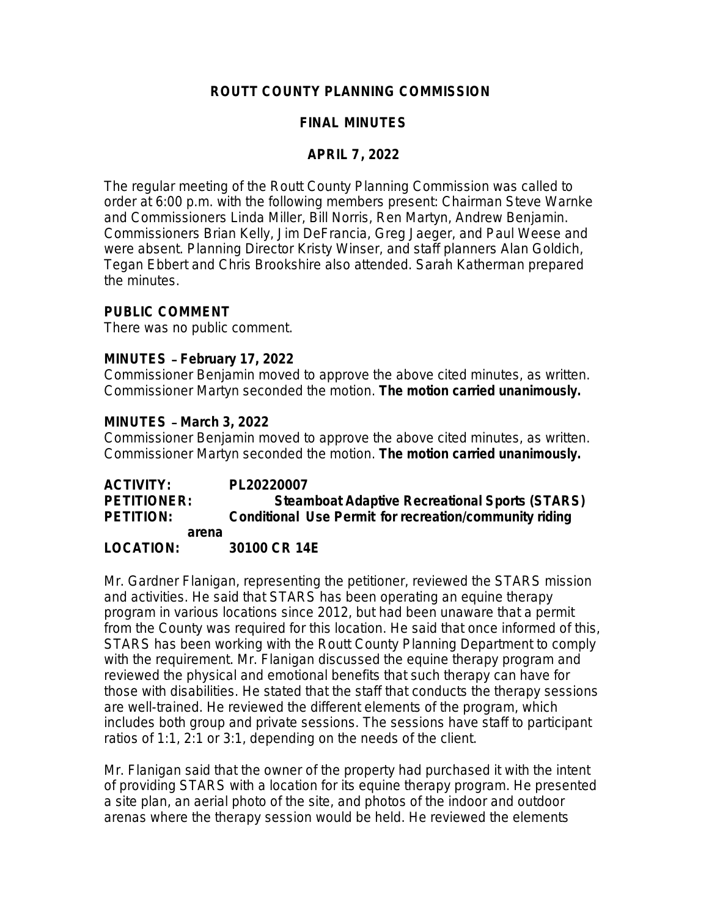# ROUTT COUNTY PLANNING COMMISSION

## FINAL MINUTES

## APRIL 7, 2022

The regular meeting of the Routt County Planning Commission was called to order at 6:00 p.m. with the following members present: Chairman Steve Warnke and Commissioners Linda Miller, Bill Norris, Ren Martyn, Andrew Benjamin. Commissioners Brian Kelly, Jim DeFrancia, Greg Jaeger, and Paul Weese and were absent. Planning Director Kristy Winser, and staff planners Alan Goldich, Tegan Ebbert and Chris Brookshire also attended. Sarah Katherman prepared the minutes.

**PUBLIC COMMENT**
There was no public comment.

**MINUTES – February 17, 2022**
Commissioner Benjamin moved to approve the above cited minutes, as written. Commissioner Martyn seconded the motion. **The motion carried unanimously.**

**MINUTES – March 3, 2022**
Commissioner Benjamin moved to approve the above cited minutes, as written. Commissioner Martyn seconded the motion. **The motion carried unanimously.**

**ACTIVITY:** **PL20220007**
**PETITIONER:** **Steamboat Adaptive Recreational Sports (STARS)**
**PETITION:** **Conditional Use Permit for recreation/community riding arena**
**LOCATION:** **30100 CR 14E**

Mr. Gardner Flanigan, representing the petitioner, reviewed the STARS mission and activities. He said that STARS has been operating an equine therapy program in various locations since 2012, but had been unaware that a permit from the County was required for this location. He said that once informed of this, STARS has been working with the Routt County Planning Department to comply with the requirement. Mr. Flanigan discussed the equine therapy program and reviewed the physical and emotional benefits that such therapy can have for those with disabilities. He stated that the staff that conducts the therapy sessions are well-trained. He reviewed the different elements of the program, which includes both group and private sessions. The sessions have staff to participant ratios of 1:1, 2:1 or 3:1, depending on the needs of the client.

Mr. Flanigan said that the owner of the property had purchased it with the intent of providing STARS with a location for its equine therapy program. He presented a site plan, an aerial photo of the site, and photos of the indoor and outdoor arenas where the therapy session would be held. He reviewed the elements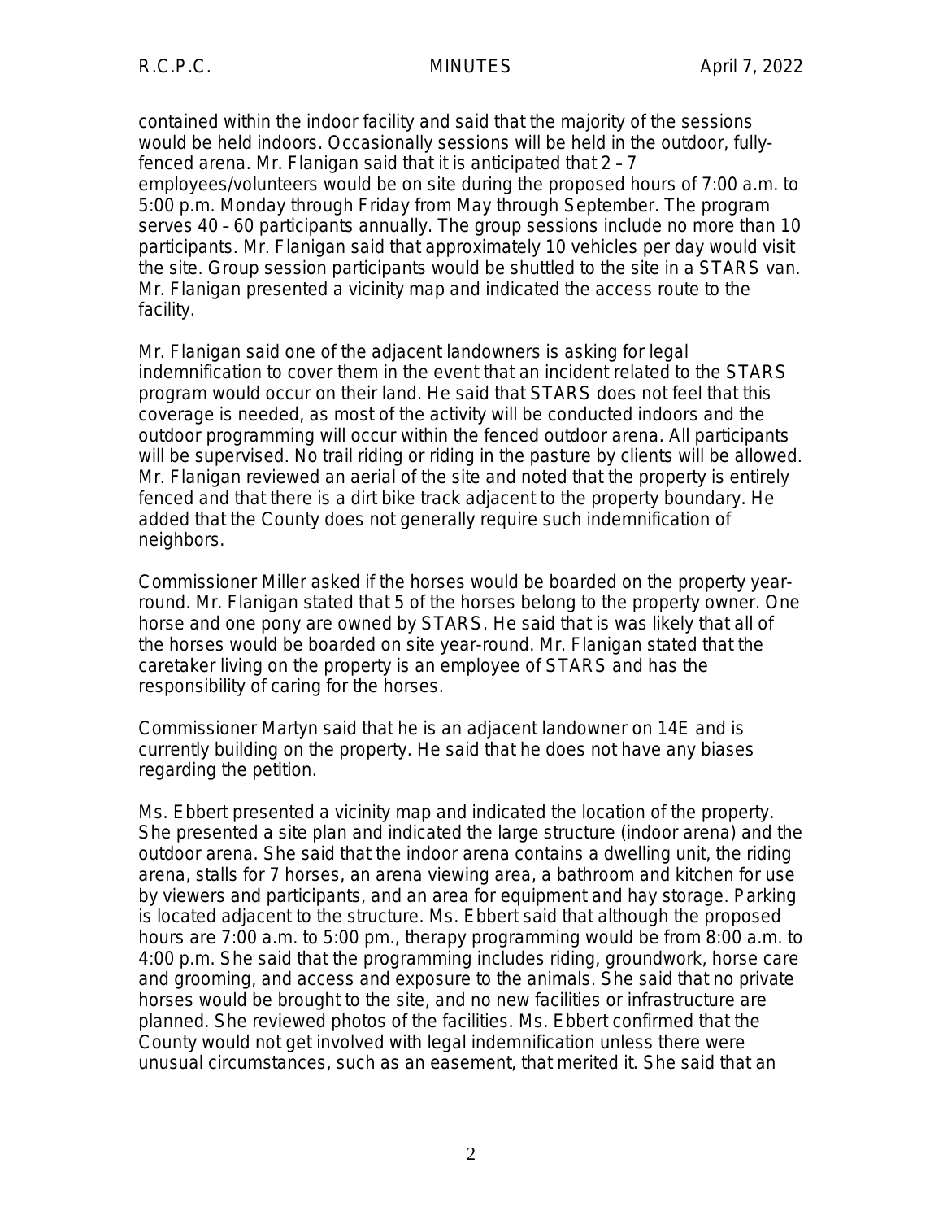contained within the indoor facility and said that the majority of the sessions would be held indoors. Occasionally sessions will be held in the outdoor, fully-fenced arena. Mr. Flanigan said that it is anticipated that 2 – 7 employees/volunteers would be on site during the proposed hours of 7:00 a.m. to 5:00 p.m. Monday through Friday from May through September. The program serves 40 – 60 participants annually. The group sessions include no more than 10 participants. Mr. Flanigan said that approximately 10 vehicles per day would visit the site. Group session participants would be shuttled to the site in a STARS van. Mr. Flanigan presented a vicinity map and indicated the access route to the facility.

Mr. Flanigan said one of the adjacent landowners is asking for legal indemnification to cover them in the event that an incident related to the STARS program would occur on their land. He said that STARS does not feel that this coverage is needed, as most of the activity will be conducted indoors and the outdoor programming will occur within the fenced outdoor arena. All participants will be supervised. No trail riding or riding in the pasture by clients will be allowed. Mr. Flanigan reviewed an aerial of the site and noted that the property is entirely fenced and that there is a dirt bike track adjacent to the property boundary. He added that the County does not generally require such indemnification of neighbors.

Commissioner Miller asked if the horses would be boarded on the property year-round. Mr. Flanigan stated that 5 of the horses belong to the property owner. One horse and one pony are owned by STARS. He said that is was likely that all of the horses would be boarded on site year-round. Mr. Flanigan stated that the caretaker living on the property is an employee of STARS and has the responsibility of caring for the horses.

Commissioner Martyn said that he is an adjacent landowner on 14E and is currently building on the property. He said that he does not have any biases regarding the petition.

Ms. Ebbert presented a vicinity map and indicated the location of the property. She presented a site plan and indicated the large structure (indoor arena) and the outdoor arena. She said that the indoor arena contains a dwelling unit, the riding arena, stalls for 7 horses, an arena viewing area, a bathroom and kitchen for use by viewers and participants, and an area for equipment and hay storage. Parking is located adjacent to the structure. Ms. Ebbert said that although the proposed hours are 7:00 a.m. to 5:00 pm., therapy programming would be from 8:00 a.m. to 4:00 p.m. She said that the programming includes riding, groundwork, horse care and grooming, and access and exposure to the animals. She said that no private horses would be brought to the site, and no new facilities or infrastructure are planned. She reviewed photos of the facilities. Ms. Ebbert confirmed that the County would not get involved with legal indemnification unless there were unusual circumstances, such as an easement, that merited it. She said that an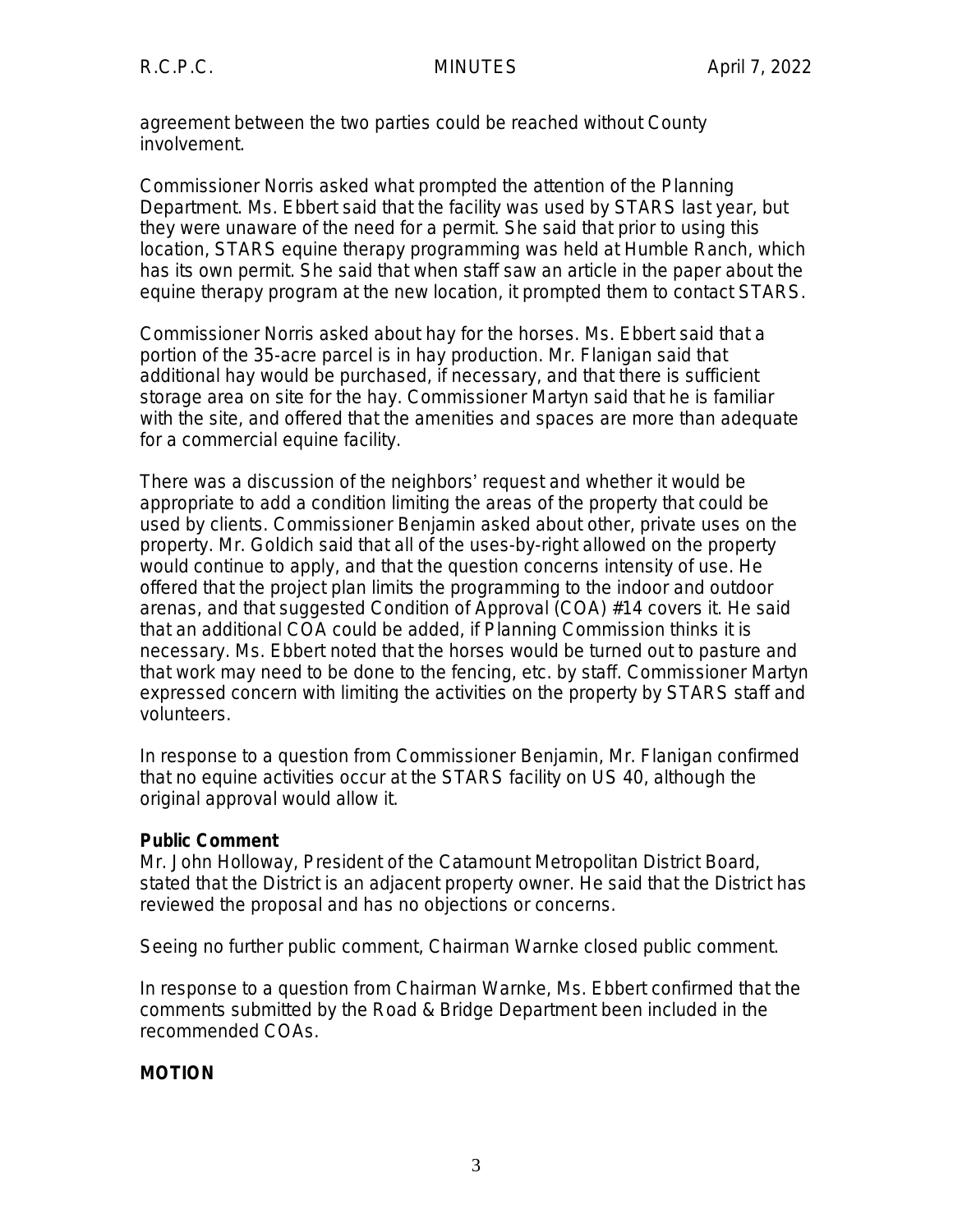agreement between the two parties could be reached without County involvement.

Commissioner Norris asked what prompted the attention of the Planning Department. Ms. Ebbert said that the facility was used by STARS last year, but they were unaware of the need for a permit. She said that prior to using this location, STARS equine therapy programming was held at Humble Ranch, which has its own permit. She said that when staff saw an article in the paper about the equine therapy program at the new location, it prompted them to contact STARS.

Commissioner Norris asked about hay for the horses. Ms. Ebbert said that a portion of the 35-acre parcel is in hay production. Mr. Flanigan said that additional hay would be purchased, if necessary, and that there is sufficient storage area on site for the hay. Commissioner Martyn said that he is familiar with the site, and offered that the amenities and spaces are more than adequate for a commercial equine facility.

There was a discussion of the neighbors' request and whether it would be appropriate to add a condition limiting the areas of the property that could be used by clients. Commissioner Benjamin asked about other, private uses on the property. Mr. Goldich said that all of the uses-by-right allowed on the property would continue to apply, and that the question concerns intensity of use. He offered that the project plan limits the programming to the indoor and outdoor arenas, and that suggested Condition of Approval (COA) #14 covers it. He said that an additional COA could be added, if Planning Commission thinks it is necessary. Ms. Ebbert noted that the horses would be turned out to pasture and that work may need to be done to the fencing, etc. by staff. Commissioner Martyn expressed concern with limiting the activities on the property by STARS staff and volunteers.

In response to a question from Commissioner Benjamin, Mr. Flanigan confirmed that no equine activities occur at the STARS facility on US 40, although the original approval would allow it.

**Public Comment**

Mr. John Holloway, President of the Catamount Metropolitan District Board, stated that the District is an adjacent property owner. He said that the District has reviewed the proposal and has no objections or concerns.

Seeing no further public comment, Chairman Warnke closed public comment.

In response to a question from Chairman Warnke, Ms. Ebbert confirmed that the comments submitted by the Road & Bridge Department been included in the recommended COAs.

**MOTION**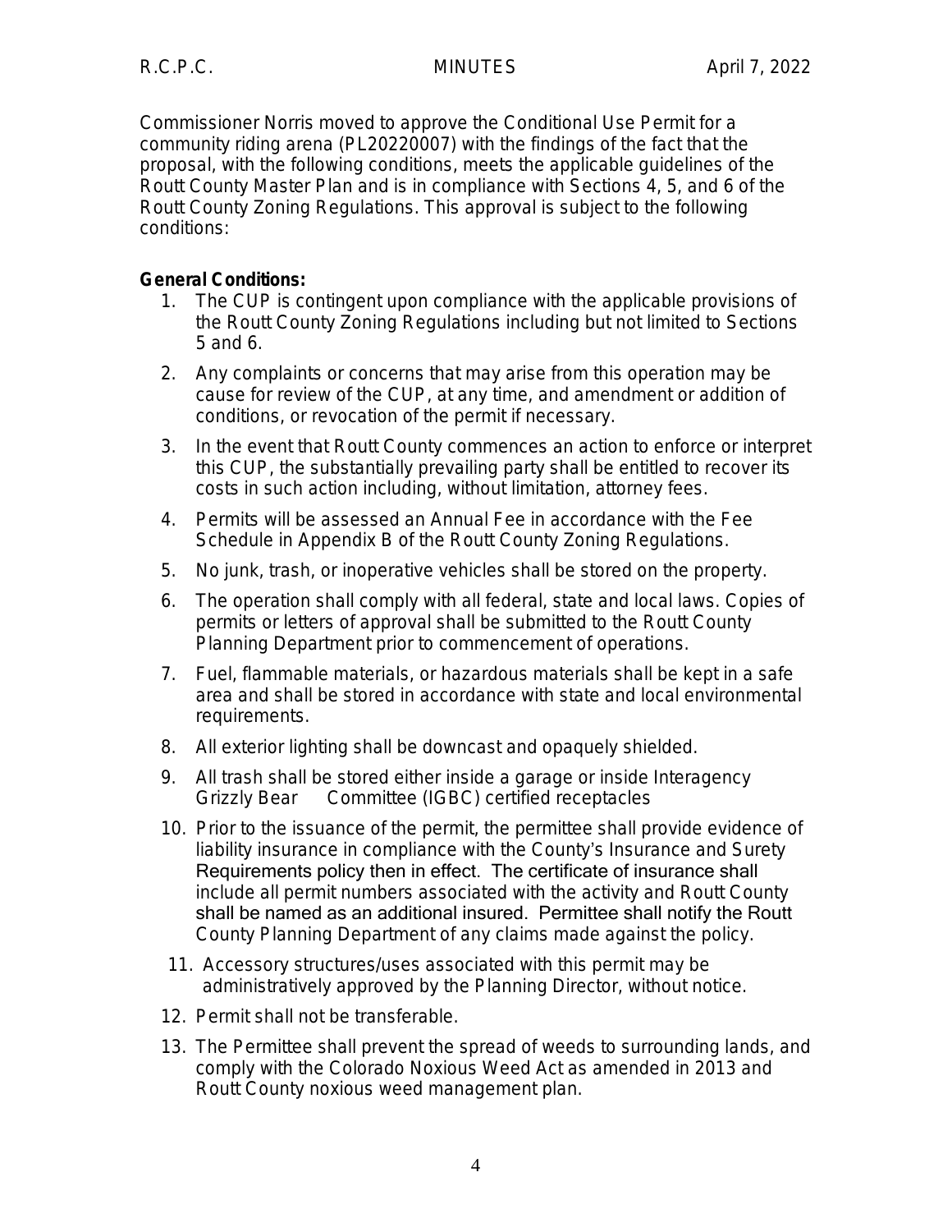Commissioner Norris moved to approve the Conditional Use Permit for a community riding arena (PL20220007) with the findings of the fact that the proposal, with the following conditions, meets the applicable guidelines of the Routt County Master Plan and is in compliance with Sections 4, 5, and 6 of the Routt County Zoning Regulations. This approval is subject to the following conditions:

**General Conditions:**

1. The CUP is contingent upon compliance with the applicable provisions of the Routt County Zoning Regulations including but not limited to Sections 5 and 6.
2. Any complaints or concerns that may arise from this operation may be cause for review of the CUP, at any time, and amendment or addition of conditions, or revocation of the permit if necessary.
3. In the event that Routt County commences an action to enforce or interpret this CUP, the substantially prevailing party shall be entitled to recover its costs in such action including, without limitation, attorney fees.
4. Permits will be assessed an Annual Fee in accordance with the Fee Schedule in Appendix B of the Routt County Zoning Regulations.
5. No junk, trash, or inoperative vehicles shall be stored on the property.
6. The operation shall comply with all federal, state and local laws. Copies of permits or letters of approval shall be submitted to the Routt County Planning Department prior to commencement of operations.
7. Fuel, flammable materials, or hazardous materials shall be kept in a safe area and shall be stored in accordance with state and local environmental requirements.
8. All exterior lighting shall be downcast and opaquely shielded.
9. All trash shall be stored either inside a garage or inside Interagency Grizzly Bear Committee (IGBC) certified receptacles
10. Prior to the issuance of the permit, the permittee shall provide evidence of liability insurance in compliance with the County's Insurance and Surety Requirements policy then in effect. The certificate of insurance shall include all permit numbers associated with the activity and Routt County shall be named as an additional insured. Permittee shall notify the Routt County Planning Department of any claims made against the policy.
11. Accessory structures/uses associated with this permit may be administratively approved by the Planning Director, without notice.
12. Permit shall not be transferable.
13. The Permittee shall prevent the spread of weeds to surrounding lands, and comply with the Colorado Noxious Weed Act as amended in 2013 and Routt County noxious weed management plan.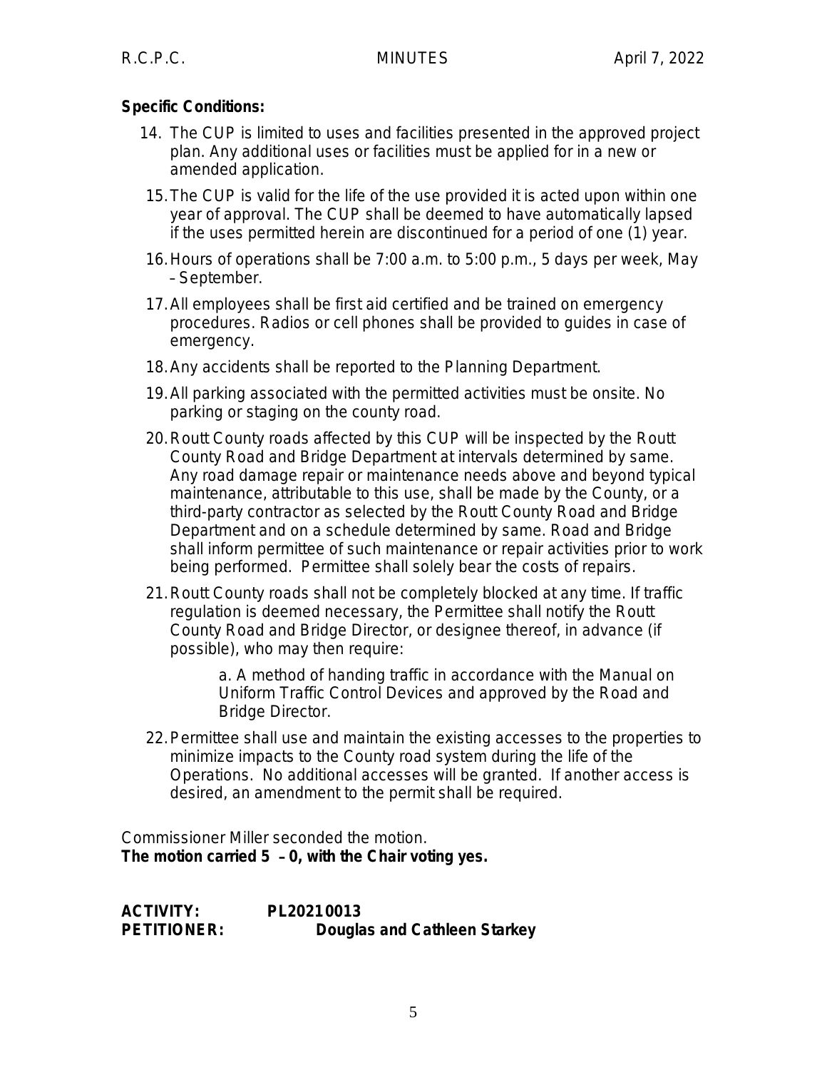**Specific Conditions:**

14. The CUP is limited to uses and facilities presented in the approved project plan. Any additional uses or facilities must be applied for in a new or amended application.
15. The CUP is valid for the life of the use provided it is acted upon within one year of approval. The CUP shall be deemed to have automatically lapsed if the uses permitted herein are discontinued for a period of one (1) year.
16. Hours of operations shall be 7:00 a.m. to 5:00 p.m., 5 days per week, May – September.
17. All employees shall be first aid certified and be trained on emergency procedures. Radios or cell phones shall be provided to guides in case of emergency.
18. Any accidents shall be reported to the Planning Department.
19. All parking associated with the permitted activities must be onsite. No parking or staging on the county road.
20. Routt County roads affected by this CUP will be inspected by the Routt County Road and Bridge Department at intervals determined by same. Any road damage repair or maintenance needs above and beyond typical maintenance, attributable to this use, shall be made by the County, or a third-party contractor as selected by the Routt County Road and Bridge Department and on a schedule determined by same. Road and Bridge shall inform permittee of such maintenance or repair activities prior to work being performed. Permittee shall solely bear the costs of repairs.
21. Routt County roads shall not be completely blocked at any time. If traffic regulation is deemed necessary, the Permittee shall notify the Routt County Road and Bridge Director, or designee thereof, in advance (if possible), who may then require:

    a. A method of handing traffic in accordance with the Manual on Uniform Traffic Control Devices and approved by the Road and Bridge Director.

22. Permittee shall use and maintain the existing accesses to the properties to minimize impacts to the County road system during the life of the Operations. No additional accesses will be granted. If another access is desired, an amendment to the permit shall be required.

Commissioner Miller seconded the motion.
**The motion carried 5 – 0, with the Chair voting yes.**

**ACTIVITY:** **PL20210013**
**PETITIONER:** **Douglas and Cathleen Starkey**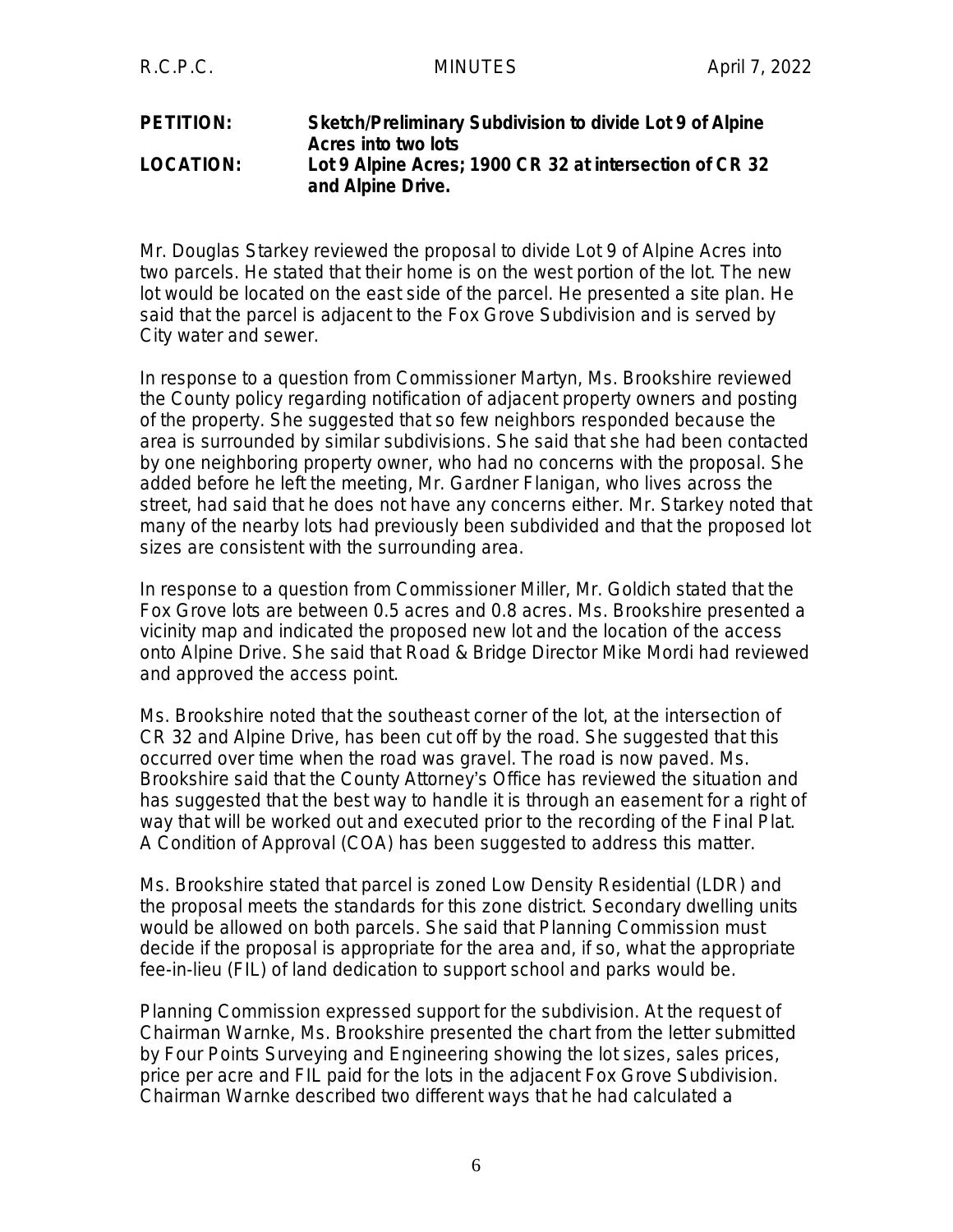**PETITION:** **Sketch/Preliminary Subdivision to divide Lot 9 of Alpine Acres into two lots**
**LOCATION:** **Lot 9 Alpine Acres; 1900 CR 32 at intersection of CR 32 and Alpine Drive.**

Mr. Douglas Starkey reviewed the proposal to divide Lot 9 of Alpine Acres into two parcels. He stated that their home is on the west portion of the lot. The new lot would be located on the east side of the parcel. He presented a site plan. He said that the parcel is adjacent to the Fox Grove Subdivision and is served by City water and sewer.

In response to a question from Commissioner Martyn, Ms. Brookshire reviewed the County policy regarding notification of adjacent property owners and posting of the property. She suggested that so few neighbors responded because the area is surrounded by similar subdivisions. She said that she had been contacted by one neighboring property owner, who had no concerns with the proposal. She added before he left the meeting, Mr. Gardner Flanigan, who lives across the street, had said that he does not have any concerns either. Mr. Starkey noted that many of the nearby lots had previously been subdivided and that the proposed lot sizes are consistent with the surrounding area.

In response to a question from Commissioner Miller, Mr. Goldich stated that the Fox Grove lots are between 0.5 acres and 0.8 acres. Ms. Brookshire presented a vicinity map and indicated the proposed new lot and the location of the access onto Alpine Drive. She said that Road & Bridge Director Mike Mordi had reviewed and approved the access point.

Ms. Brookshire noted that the southeast corner of the lot, at the intersection of CR 32 and Alpine Drive, has been cut off by the road. She suggested that this occurred over time when the road was gravel. The road is now paved. Ms. Brookshire said that the County Attorney's Office has reviewed the situation and has suggested that the best way to handle it is through an easement for a right of way that will be worked out and executed prior to the recording of the Final Plat. A Condition of Approval (COA) has been suggested to address this matter.

Ms. Brookshire stated that parcel is zoned Low Density Residential (LDR) and the proposal meets the standards for this zone district. Secondary dwelling units would be allowed on both parcels. She said that Planning Commission must decide if the proposal is appropriate for the area and, if so, what the appropriate fee-in-lieu (FIL) of land dedication to support school and parks would be.

Planning Commission expressed support for the subdivision. At the request of Chairman Warnke, Ms. Brookshire presented the chart from the letter submitted by Four Points Surveying and Engineering showing the lot sizes, sales prices, price per acre and FIL paid for the lots in the adjacent Fox Grove Subdivision. Chairman Warnke described two different ways that he had calculated a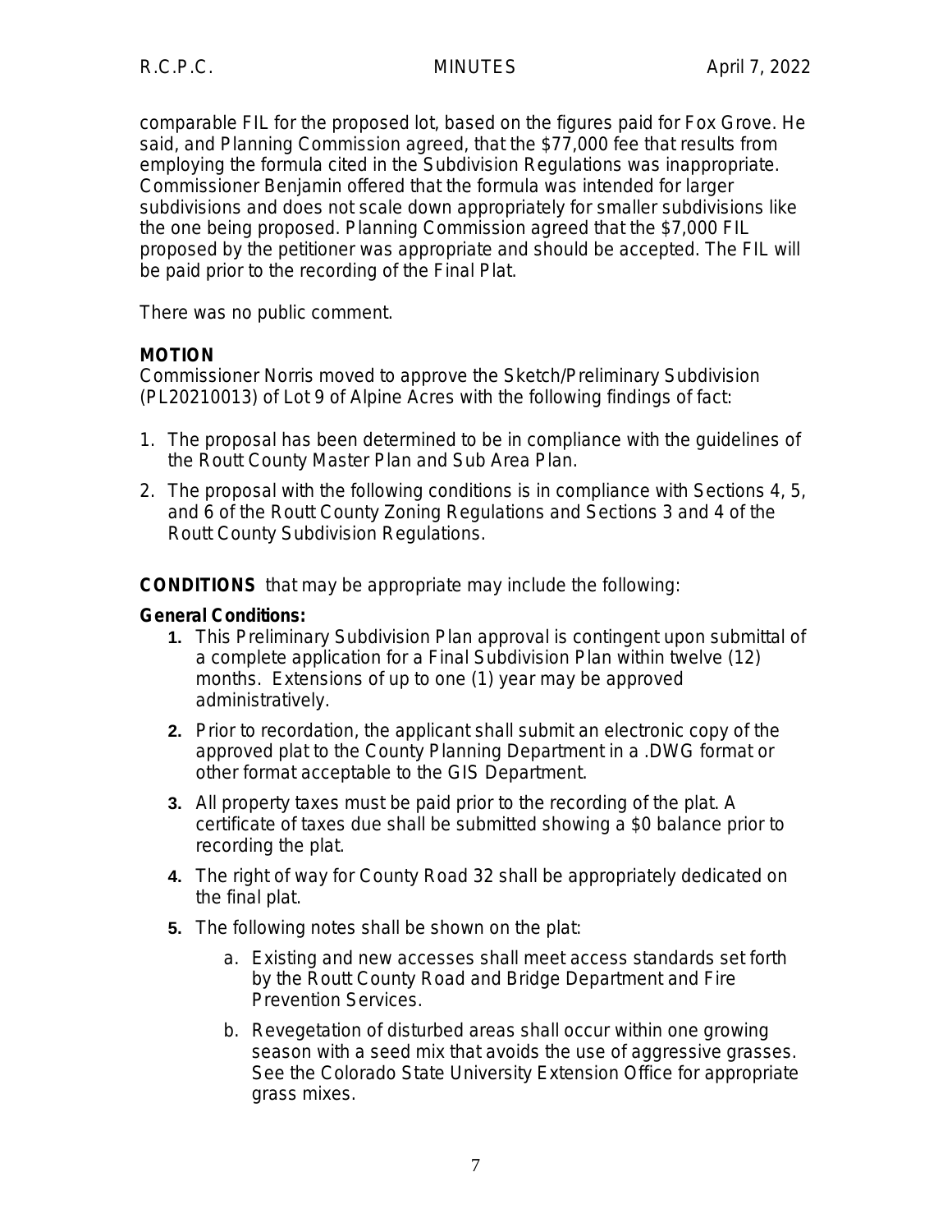comparable FIL for the proposed lot, based on the figures paid for Fox Grove. He said, and Planning Commission agreed, that the $77,000 fee that results from employing the formula cited in the Subdivision Regulations was inappropriate. Commissioner Benjamin offered that the formula was intended for larger subdivisions and does not scale down appropriately for smaller subdivisions like the one being proposed. Planning Commission agreed that the $7,000 FIL proposed by the petitioner was appropriate and should be accepted. The FIL will be paid prior to the recording of the Final Plat.

There was no public comment.

**MOTION**

Commissioner Norris moved to approve the Sketch/Preliminary Subdivision (PL20210013) of Lot 9 of Alpine Acres with the following findings of fact:

1. The proposal has been determined to be in compliance with the guidelines of the Routt County Master Plan and Sub Area Plan.
2. The proposal with the following conditions is in compliance with Sections 4, 5, and 6 of the Routt County Zoning Regulations and Sections 3 and 4 of the Routt County Subdivision Regulations.

**CONDITIONS** that may be appropriate may include the following:

**General Conditions:**

1. This Preliminary Subdivision Plan approval is contingent upon submittal of a complete application for a Final Subdivision Plan within twelve (12) months. Extensions of up to one (1) year may be approved administratively.
2. Prior to recordation, the applicant shall submit an electronic copy of the approved plat to the County Planning Department in a .DWG format or other format acceptable to the GIS Department.
3. All property taxes must be paid prior to the recording of the plat. A certificate of taxes due shall be submitted showing a $0 balance prior to recording the plat.
4. The right of way for County Road 32 shall be appropriately dedicated on the final plat.
5. The following notes shall be shown on the plat:
    a. Existing and new accesses shall meet access standards set forth by the Routt County Road and Bridge Department and Fire Prevention Services.
    b. Revegetation of disturbed areas shall occur within one growing season with a seed mix that avoids the use of aggressive grasses. See the Colorado State University Extension Office for appropriate grass mixes.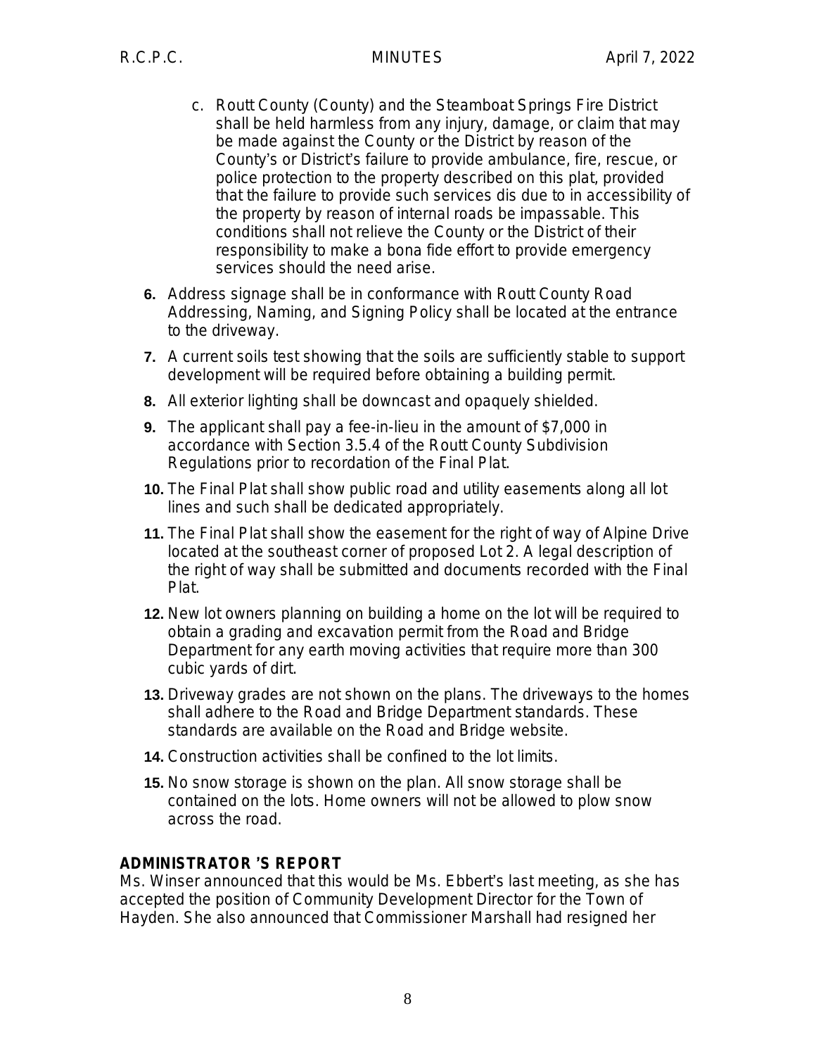c. Routt County (County) and the Steamboat Springs Fire District shall be held harmless from any injury, damage, or claim that may be made against the County or the District by reason of the County's or District's failure to provide ambulance, fire, rescue, or police protection to the property described on this plat, provided that the failure to provide such services dis due to in accessibility of the property by reason of internal roads be impassable. This conditions shall not relieve the County or the District of their responsibility to make a bona fide effort to provide emergency services should the need arise.

**6.** Address signage shall be in conformance with Routt County Road Addressing, Naming, and Signing Policy shall be located at the entrance to the driveway.

**7.** A current soils test showing that the soils are sufficiently stable to support development will be required before obtaining a building permit.

**8.** All exterior lighting shall be downcast and opaquely shielded.

**9.** The applicant shall pay a fee-in-lieu in the amount of $7,000 in accordance with Section 3.5.4 of the Routt County Subdivision Regulations prior to recordation of the Final Plat.

**10.** The Final Plat shall show public road and utility easements along all lot lines and such shall be dedicated appropriately.

**11.** The Final Plat shall show the easement for the right of way of Alpine Drive located at the southeast corner of proposed Lot 2. A legal description of the right of way shall be submitted and documents recorded with the Final Plat.

**12.** New lot owners planning on building a home on the lot will be required to obtain a grading and excavation permit from the Road and Bridge Department for any earth moving activities that require more than 300 cubic yards of dirt.

**13.** Driveway grades are not shown on the plans. The driveways to the homes shall adhere to the Road and Bridge Department standards. These standards are available on the Road and Bridge website.

**14.** Construction activities shall be confined to the lot limits.

**15.** No snow storage is shown on the plan. All snow storage shall be contained on the lots. Home owners will not be allowed to plow snow across the road.

**ADMINISTRATOR'S REPORT**

Ms. Winser announced that this would be Ms. Ebbert's last meeting, as she has accepted the position of Community Development Director for the Town of Hayden. She also announced that Commissioner Marshall had resigned her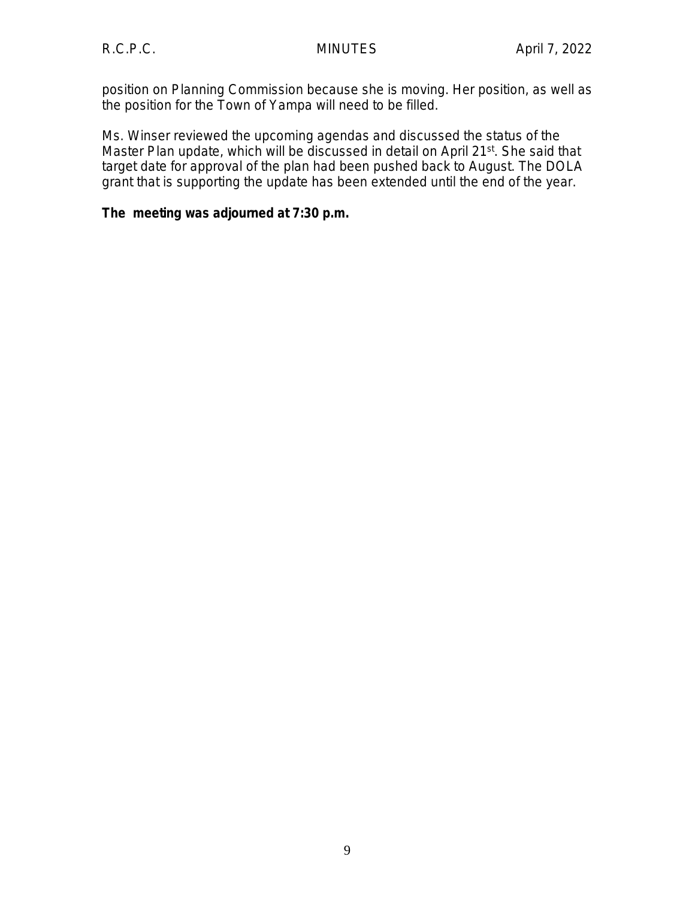position on Planning Commission because she is moving. Her position, as well as the position for the Town of Yampa will need to be filled.

Ms. Winser reviewed the upcoming agendas and discussed the status of the Master Plan update, which will be discussed in detail on April 21st. She said that target date for approval of the plan had been pushed back to August. The DOLA grant that is supporting the update has been extended until the end of the year.

**The meeting was adjourned at 7:30 p.m.**